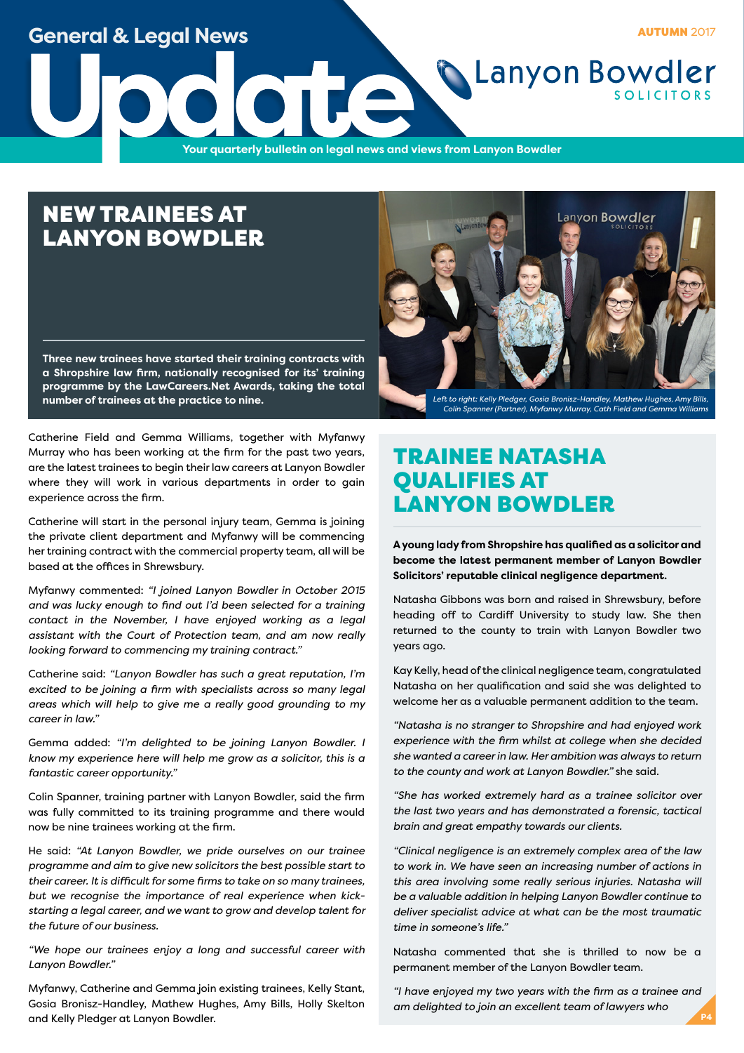# General & Legal News Update

AUTUMN 2017

Lanyon Bowdler SOLICITORS

Your quarterly bulletin on legal news and views from Lanyon Bowdler

## NEW TRAINEES AT LANYON BOWDLER

**Three new trainees have started their training contracts with a Shropshire law firm, nationally recognised for its' training programme by the LawCareers.Net Awards, taking the total number of trainees at the practice to nine.**

*Left to right: Kelly Pledger, Gosia Bronisz-Handley, Mathew Hughes, Amy Bills, Colin Spanner (Partner), Myfanwy Murray, Cath Field and Gemma Williams*

Catherine Field and Gemma Williams, together with Myfanwy Murray who has been working at the firm for the past two years, are the latest trainees to begin their law careers at Lanyon Bowdler where they will work in various departments in order to gain experience across the firm.

Catherine will start in the personal injury team, Gemma is joining the private client department and Myfanwy will be commencing her training contract with the commercial property team, all will be based at the offices in Shrewsbury.

Myfanwy commented: *"I joined Lanyon Bowdler in October 2015 and was lucky enough to find out I'd been selected for a training contact in the November, I have enjoyed working as a legal assistant with the Court of Protection team, and am now really looking forward to commencing my training contract."*

Catherine said: *"Lanyon Bowdler has such a great reputation, I'm excited to be joining a firm with specialists across so many legal areas which will help to give me a really good grounding to my career in law."*

Gemma added: *"I'm delighted to be joining Lanyon Bowdler. I know my experience here will help me grow as a solicitor, this is a fantastic career opportunity."*

Colin Spanner, training partner with Lanyon Bowdler, said the firm was fully committed to its training programme and there would now be nine trainees working at the firm.

He said: *"At Lanyon Bowdler, we pride ourselves on our trainee programme and aim to give new solicitors the best possible start to their career. It is difficult for some firms to take on so many trainees, but we recognise the importance of real experience when kick-starting a legal career, and we want to grow and develop talent for the future of our business.*

*"We hope our trainees enjoy a long and successful career with Lanyon Bowdler."*

Myfanwy, Catherine and Gemma join existing trainees, Kelly Stant, Gosia Bronisz-Handley, Mathew Hughes, Amy Bills, Holly Skelton and Kelly Pledger at Lanyon Bowdler.

## TRAINEE NATASHA QUALIFIES AT LANYON BOWDLER

**A young lady from Shropshire has qualified as a solicitor and become the latest permanent member of Lanyon Bowdler Solicitors' reputable clinical negligence department.**

Natasha Gibbons was born and raised in Shrewsbury, before heading off to Cardiff University to study law. She then returned to the county to train with Lanyon Bowdler two years ago.

Kay Kelly, head of the clinical negligence team, congratulated Natasha on her qualification and said she was delighted to welcome her as a valuable permanent addition to the team.

*"Natasha is no stranger to Shropshire and had enjoyed work experience with the firm whilst at college when she decided she wanted a career in law. Her ambition was always to return to the county and work at Lanyon Bowdler."* she said.

*"She has worked extremely hard as a trainee solicitor over the last two years and has demonstrated a forensic, tactical brain and great empathy towards our clients.*

*"Clinical negligence is an extremely complex area of the law to work in. We have seen an increasing number of actions in this area involving some really serious injuries. Natasha will be a valuable addition in helping Lanyon Bowdler continue to deliver specialist advice at what can be the most traumatic time in someone's life."*

Natasha commented that she is thrilled to now be a permanent member of the Lanyon Bowdler team.

*"I have enjoyed my two years with the firm as a trainee and am delighted to join an excellent team of lawyers who*

P4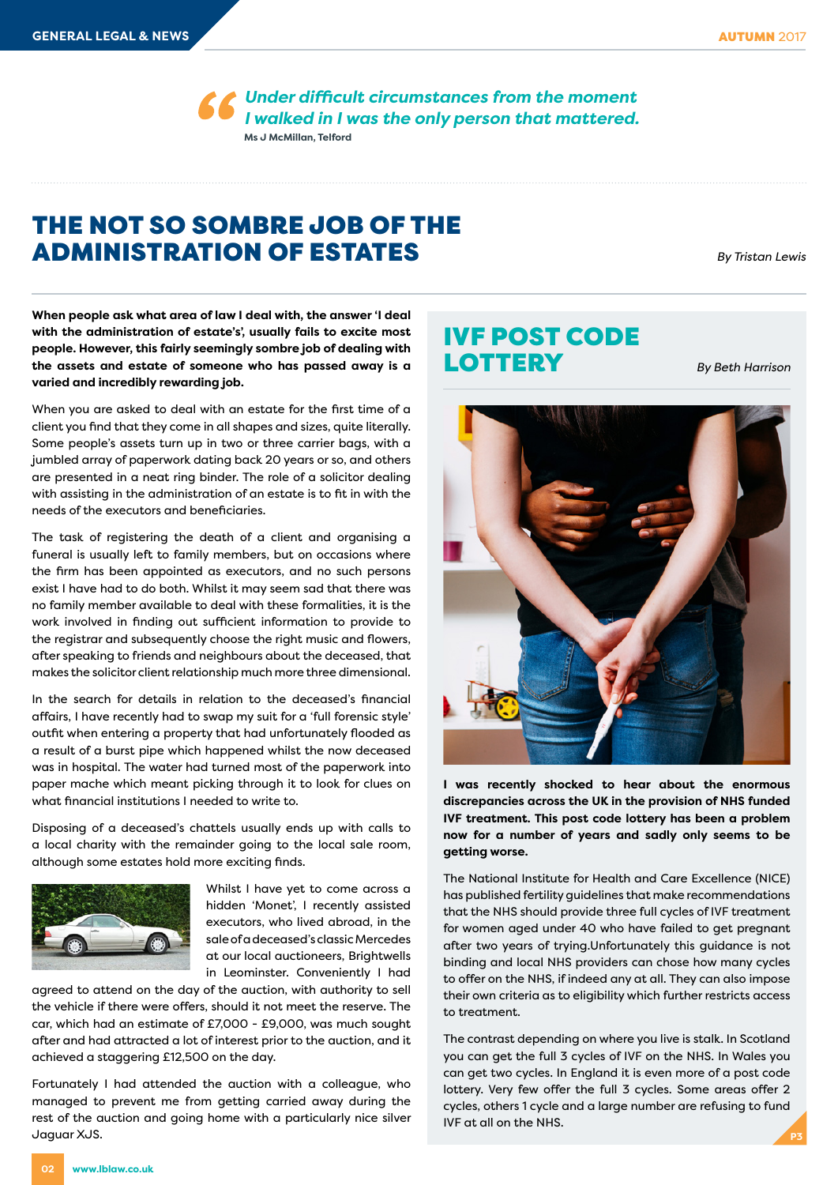> *Under difficult circumstances from the moment I walked in I was the only person that mattered.*
>
> **Ms J McMillan, Telford**

# THE NOT SO SOMBRE JOB OF THE ADMINISTRATION OF ESTATES

*By Tristan Lewis*

**When people ask what area of law I deal with, the answer 'I deal with the administration of estate's', usually fails to excite most people. However, this fairly seemingly sombre job of dealing with the assets and estate of someone who has passed away is a varied and incredibly rewarding job.**

When you are asked to deal with an estate for the first time of a client you find that they come in all shapes and sizes, quite literally. Some people's assets turn up in two or three carrier bags, with a jumbled array of paperwork dating back 20 years or so, and others are presented in a neat ring binder. The role of a solicitor dealing with assisting in the administration of an estate is to fit in with the needs of the executors and beneficiaries.

The task of registering the death of a client and organising a funeral is usually left to family members, but on occasions where the firm has been appointed as executors, and no such persons exist I have had to do both. Whilst it may seem sad that there was no family member available to deal with these formalities, it is the work involved in finding out sufficient information to provide to the registrar and subsequently choose the right music and flowers, after speaking to friends and neighbours about the deceased, that makes the solicitor client relationship much more three dimensional.

In the search for details in relation to the deceased's financial affairs, I have recently had to swap my suit for a 'full forensic style' outfit when entering a property that had unfortunately flooded as a result of a burst pipe which happened whilst the now deceased was in hospital. The water had turned most of the paperwork into paper mache which meant picking through it to look for clues on what financial institutions I needed to write to.

Disposing of a deceased's chattels usually ends up with calls to a local charity with the remainder going to the local sale room, although some estates hold more exciting finds.

Whilst I have yet to come across a hidden 'Monet', I recently assisted executors, who lived abroad, in the sale of a deceased's classic Mercedes at our local auctioneers, Brightwells in Leominster. Conveniently I had agreed to attend on the day of the auction, with authority to sell the vehicle if there were offers, should it not meet the reserve. The car, which had an estimate of £7,000 - £9,000, was much sought after and had attracted a lot of interest prior to the auction, and it achieved a staggering £12,500 on the day.

Fortunately I had attended the auction with a colleague, who managed to prevent me from getting carried away during the rest of the auction and going home with a particularly nice silver Jaguar XJS.

# IVF POST CODE LOTTERY

*By Beth Harrison*

**I was recently shocked to hear about the enormous discrepancies across the UK in the provision of NHS funded IVF treatment. This post code lottery has been a problem now for a number of years and sadly only seems to be getting worse.**

The National Institute for Health and Care Excellence (NICE) has published fertility guidelines that make recommendations that the NHS should provide three full cycles of IVF treatment for women aged under 40 who have failed to get pregnant after two years of trying.Unfortunately this guidance is not binding and local NHS providers can chose how many cycles to offer on the NHS, if indeed any at all. They can also impose their own criteria as to eligibility which further restricts access to treatment.

The contrast depending on where you live is stalk. In Scotland you can get the full 3 cycles of IVF on the NHS. In Wales you can get two cycles. In England it is even more of a post code lottery. Very few offer the full 3 cycles. Some areas offer 2 cycles, others 1 cycle and a large number are refusing to fund IVF at all on the NHS.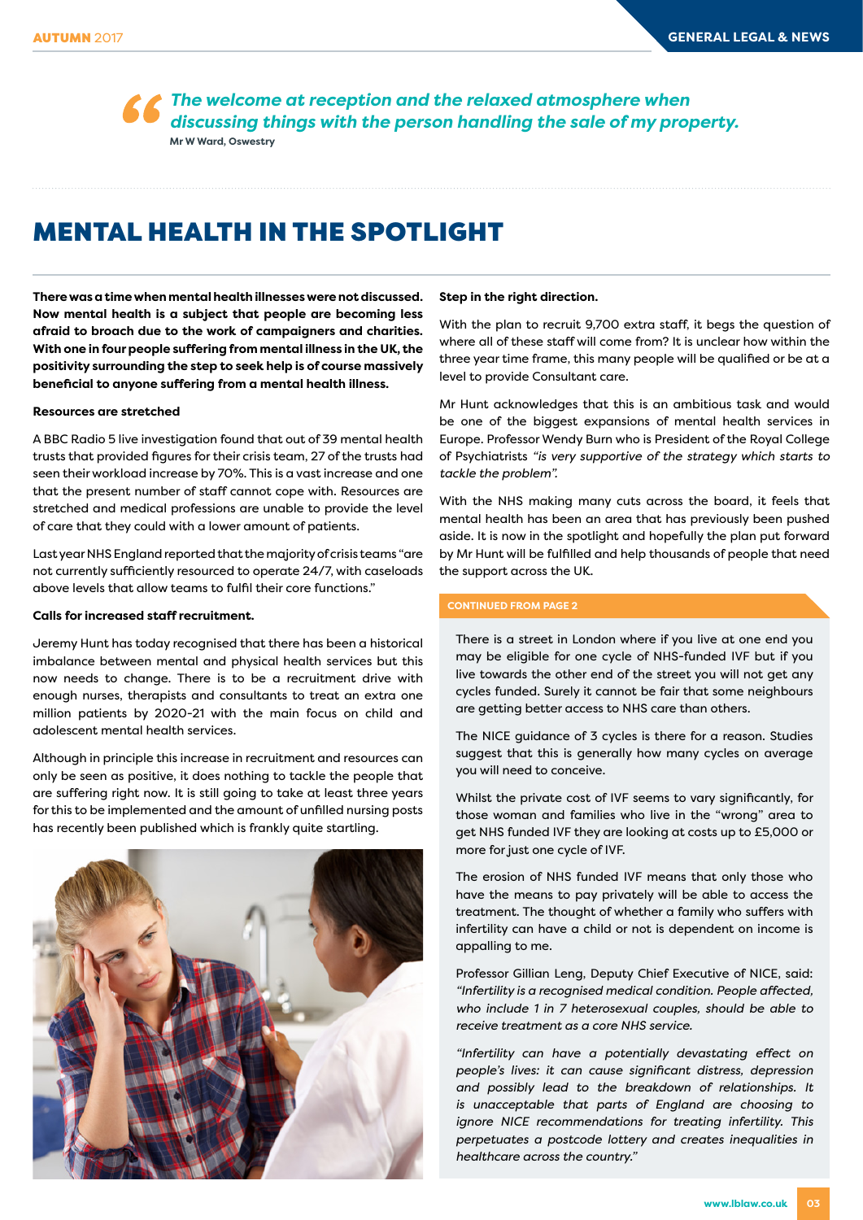> *The welcome at reception and the relaxed atmosphere when discussing things with the person handling the sale of my property.*
>
> **Mr W Ward, Oswestry**

# MENTAL HEALTH IN THE SPOTLIGHT

**There was a time when mental health illnesses were not discussed. Now mental health is a subject that people are becoming less afraid to broach due to the work of campaigners and charities. With one in four people suffering from mental illness in the UK, the positivity surrounding the step to seek help is of course massively beneficial to anyone suffering from a mental health illness.**

**Resources are stretched**

A BBC Radio 5 live investigation found that out of 39 mental health trusts that provided figures for their crisis team, 27 of the trusts had seen their workload increase by 70%. This is a vast increase and one that the present number of staff cannot cope with. Resources are stretched and medical professions are unable to provide the level of care that they could with a lower amount of patients.

Last year NHS England reported that the majority of crisis teams "are not currently sufficiently resourced to operate 24/7, with caseloads above levels that allow teams to fulfil their core functions."

**Calls for increased staff recruitment.**

Jeremy Hunt has today recognised that there has been a historical imbalance between mental and physical health services but this now needs to change. There is to be a recruitment drive with enough nurses, therapists and consultants to treat an extra one million patients by 2020-21 with the main focus on child and adolescent mental health services.

Although in principle this increase in recruitment and resources can only be seen as positive, it does nothing to tackle the people that are suffering right now. It is still going to take at least three years for this to be implemented and the amount of unfilled nursing posts has recently been published which is frankly quite startling.

**Step in the right direction.**

With the plan to recruit 9,700 extra staff, it begs the question of where all of these staff will come from? It is unclear how within the three year time frame, this many people will be qualified or be at a level to provide Consultant care.

Mr Hunt acknowledges that this is an ambitious task and would be one of the biggest expansions of mental health services in Europe. Professor Wendy Burn who is President of the Royal College of Psychiatrists *"is very supportive of the strategy which starts to tackle the problem".*

With the NHS making many cuts across the board, it feels that mental health has been an area that has previously been pushed aside. It is now in the spotlight and hopefully the plan put forward by Mr Hunt will be fulfilled and help thousands of people that need the support across the UK.

**CONTINUED FROM PAGE 2**

There is a street in London where if you live at one end you may be eligible for one cycle of NHS-funded IVF but if you live towards the other end of the street you will not get any cycles funded. Surely it cannot be fair that some neighbours are getting better access to NHS care than others.

The NICE guidance of 3 cycles is there for a reason. Studies suggest that this is generally how many cycles on average you will need to conceive.

Whilst the private cost of IVF seems to vary significantly, for those woman and families who live in the "wrong" area to get NHS funded IVF they are looking at costs up to £5,000 or more for just one cycle of IVF.

The erosion of NHS funded IVF means that only those who have the means to pay privately will be able to access the treatment. The thought of whether a family who suffers with infertility can have a child or not is dependent on income is appalling to me.

Professor Gillian Leng, Deputy Chief Executive of NICE, said: *"Infertility is a recognised medical condition. People affected, who include 1 in 7 heterosexual couples, should be able to receive treatment as a core NHS service.*

*"Infertility can have a potentially devastating effect on people's lives: it can cause significant distress, depression and possibly lead to the breakdown of relationships. It is unacceptable that parts of England are choosing to ignore NICE recommendations for treating infertility. This perpetuates a postcode lottery and creates inequalities in healthcare across the country."*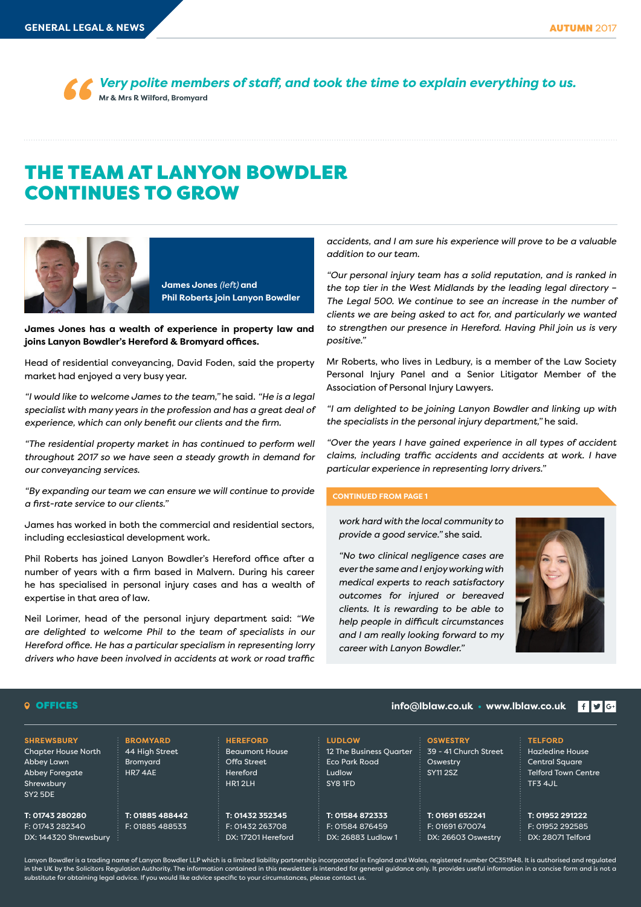> *Very polite members of staff, and took the time to explain everything to us.*
> **Mr & Mrs R Wilford, Bromyard**

# THE TEAM AT LANYON BOWDLER CONTINUES TO GROW

**James Jones** *(left)* **and Phil Roberts join Lanyon Bowdler**

**James Jones has a wealth of experience in property law and joins Lanyon Bowdler's Hereford & Bromyard offices.**

Head of residential conveyancing, David Foden, said the property market had enjoyed a very busy year.

*"I would like to welcome James to the team,"* he said. *"He is a legal specialist with many years in the profession and has a great deal of experience, which can only benefit our clients and the firm.*

*"The residential property market in has continued to perform well throughout 2017 so we have seen a steady growth in demand for our conveyancing services.*

*"By expanding our team we can ensure we will continue to provide a first-rate service to our clients."*

James has worked in both the commercial and residential sectors, including ecclesiastical development work.

Phil Roberts has joined Lanyon Bowdler's Hereford office after a number of years with a firm based in Malvern. During his career he has specialised in personal injury cases and has a wealth of expertise in that area of law.

Neil Lorimer, head of the personal injury department said: *"We are delighted to welcome Phil to the team of specialists in our Hereford office. He has a particular specialism in representing lorry drivers who have been involved in accidents at work or road traffic accidents, and I am sure his experience will prove to be a valuable addition to our team.*

*"Our personal injury team has a solid reputation, and is ranked in the top tier in the West Midlands by the leading legal directory – The Legal 500. We continue to see an increase in the number of clients we are being asked to act for, and particularly we wanted to strengthen our presence in Hereford. Having Phil join us is very positive."*

Mr Roberts, who lives in Ledbury, is a member of the Law Society Personal Injury Panel and a Senior Litigator Member of the Association of Personal Injury Lawyers.

*"I am delighted to be joining Lanyon Bowdler and linking up with the specialists in the personal injury department,"* he said.

*"Over the years I have gained experience in all types of accident claims, including traffic accidents and accidents at work. I have particular experience in representing lorry drivers."*

**CONTINUED FROM PAGE 1**

*work hard with the local community to provide a good service."* she said.

*"No two clinical negligence cases are ever the same and I enjoy working with medical experts to reach satisfactory outcomes for injured or bereaved clients. It is rewarding to be able to help people in difficult circumstances and I am really looking forward to my career with Lanyon Bowdler."*

## OFFICES

**info@lblaw.co.uk • www.lblaw.co.uk**

**SHREWSBURY**
Chapter House North
Abbey Lawn
Abbey Foregate
Shrewsbury
SY2 5DE
**T: 01743 280280**
F: 01743 282340
DX: 144320 Shrewsbury

**BROMYARD**
44 High Street
Bromyard
HR7 4AE
**T: 01885 488442**
F: 01885 488533

**HEREFORD**
Beaumont House
Offa Street
Hereford
HR1 2LH
**T: 01432 352345**
F: 01432 263708
DX: 17201 Hereford

**LUDLOW**
12 The Business Quarter
Eco Park Road
Ludlow
SY8 1FD
**T: 01584 872333**
F: 01584 876459
DX: 26883 Ludlow 1

**OSWESTRY**
39 - 41 Church Street
Oswestry
SY11 2SZ
**T: 01691 652241**
F: 01691 670074
DX: 26603 Oswestry

**TELFORD**
Hazledine House
Central Square
Telford Town Centre
TF3 4JL
**T: 01952 291222**
F: 01952 292585
DX: 28071 Telford

Lanyon Bowdler is a trading name of Lanyon Bowdler LLP which is a limited liability partnership incorporated in England and Wales, registered number OC351948. It is authorised and regulated in the UK by the Solicitors Regulation Authority. The information contained in this newsletter is intended for general guidance only. It provides useful information in a concise form and is not a substitute for obtaining legal advice. If you would like advice specific to your circumstances, please contact us.